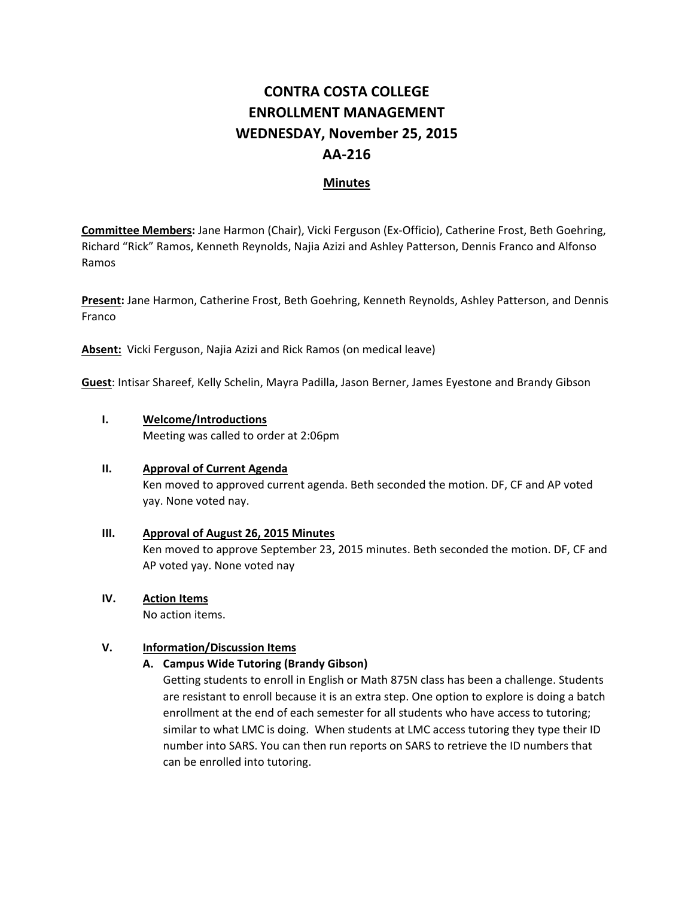# CONTRA COSTA COLLEGE
# ENROLLMENT MANAGEMENT
# WEDNESDAY, November 25, 2015
# AA-216

## Minutes

**Committee Members:** Jane Harmon (Chair), Vicki Ferguson (Ex-Officio), Catherine Frost, Beth Goehring, Richard "Rick" Ramos, Kenneth Reynolds, Najia Azizi and Ashley Patterson, Dennis Franco and Alfonso Ramos

**Present:** Jane Harmon, Catherine Frost, Beth Goehring, Kenneth Reynolds, Ashley Patterson, and Dennis Franco

**Absent:** Vicki Ferguson, Najia Azizi and Rick Ramos (on medical leave)

**Guest**: Intisar Shareef, Kelly Schelin, Mayra Padilla, Jason Berner, James Eyestone and Brandy Gibson

**I. Welcome/Introductions**

Meeting was called to order at 2:06pm

**II. Approval of Current Agenda**

Ken moved to approved current agenda. Beth seconded the motion. DF, CF and AP voted yay. None voted nay.

**III. Approval of August 26, 2015 Minutes**

Ken moved to approve September 23, 2015 minutes. Beth seconded the motion. DF, CF and AP voted yay. None voted nay

**IV. Action Items**

No action items.

**V. Information/Discussion Items**

**A. Campus Wide Tutoring (Brandy Gibson)**

Getting students to enroll in English or Math 875N class has been a challenge. Students are resistant to enroll because it is an extra step. One option to explore is doing a batch enrollment at the end of each semester for all students who have access to tutoring; similar to what LMC is doing. When students at LMC access tutoring they type their ID number into SARS. You can then run reports on SARS to retrieve the ID numbers that can be enrolled into tutoring.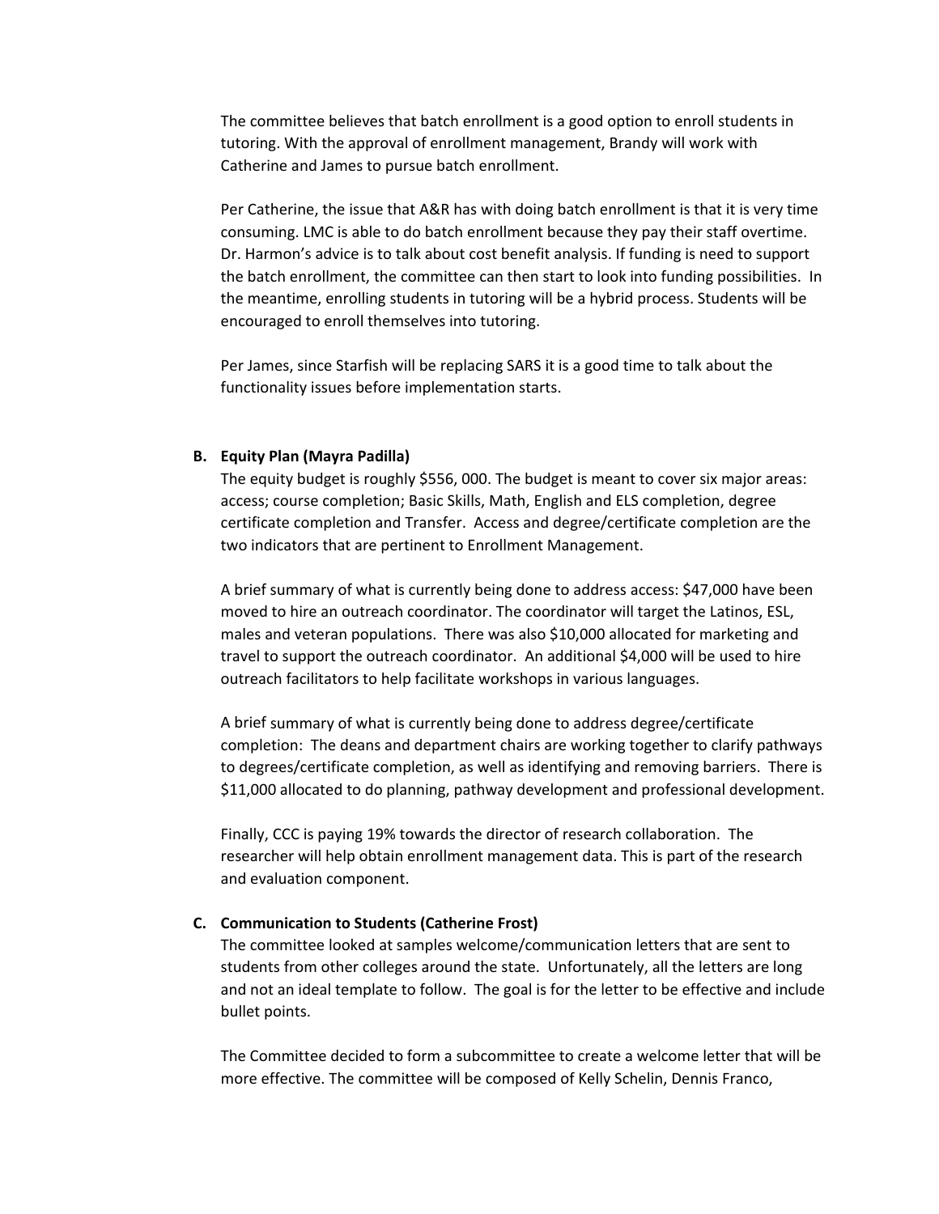The committee believes that batch enrollment is a good option to enroll students in tutoring. With the approval of enrollment management, Brandy will work with Catherine and James to pursue batch enrollment.

Per Catherine, the issue that A&R has with doing batch enrollment is that it is very time consuming. LMC is able to do batch enrollment because they pay their staff overtime. Dr. Harmon's advice is to talk about cost benefit analysis. If funding is need to support the batch enrollment, the committee can then start to look into funding possibilities. In the meantime, enrolling students in tutoring will be a hybrid process. Students will be encouraged to enroll themselves into tutoring.

Per James, since Starfish will be replacing SARS it is a good time to talk about the functionality issues before implementation starts.

**B. Equity Plan (Mayra Padilla)**

The equity budget is roughly $556, 000. The budget is meant to cover six major areas: access; course completion; Basic Skills, Math, English and ELS completion, degree certificate completion and Transfer. Access and degree/certificate completion are the two indicators that are pertinent to Enrollment Management.

A brief summary of what is currently being done to address access: $47,000 have been moved to hire an outreach coordinator. The coordinator will target the Latinos, ESL, males and veteran populations. There was also $10,000 allocated for marketing and travel to support the outreach coordinator. An additional $4,000 will be used to hire outreach facilitators to help facilitate workshops in various languages.

A brief summary of what is currently being done to address degree/certificate completion: The deans and department chairs are working together to clarify pathways to degrees/certificate completion, as well as identifying and removing barriers. There is $11,000 allocated to do planning, pathway development and professional development.

Finally, CCC is paying 19% towards the director of research collaboration. The researcher will help obtain enrollment management data. This is part of the research and evaluation component.

**C. Communication to Students (Catherine Frost)**

The committee looked at samples welcome/communication letters that are sent to students from other colleges around the state. Unfortunately, all the letters are long and not an ideal template to follow. The goal is for the letter to be effective and include bullet points.

The Committee decided to form a subcommittee to create a welcome letter that will be more effective. The committee will be composed of Kelly Schelin, Dennis Franco,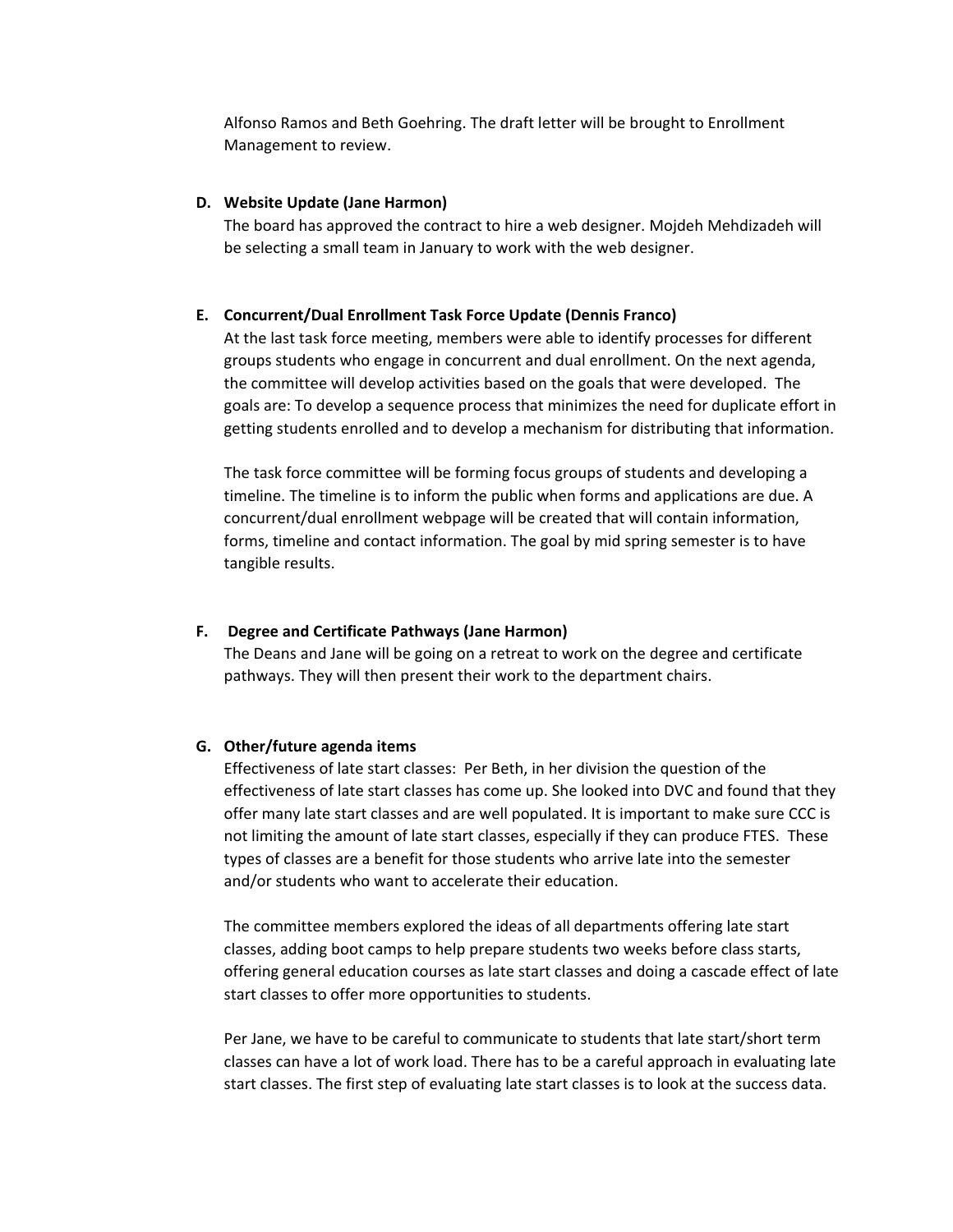Alfonso Ramos and Beth Goehring. The draft letter will be brought to Enrollment Management to review.

**D. Website Update (Jane Harmon)**

The board has approved the contract to hire a web designer. Mojdeh Mehdizadeh will be selecting a small team in January to work with the web designer.

**E. Concurrent/Dual Enrollment Task Force Update (Dennis Franco)**

At the last task force meeting, members were able to identify processes for different groups students who engage in concurrent and dual enrollment. On the next agenda, the committee will develop activities based on the goals that were developed. The goals are: To develop a sequence process that minimizes the need for duplicate effort in getting students enrolled and to develop a mechanism for distributing that information.

The task force committee will be forming focus groups of students and developing a timeline. The timeline is to inform the public when forms and applications are due. A concurrent/dual enrollment webpage will be created that will contain information, forms, timeline and contact information. The goal by mid spring semester is to have tangible results.

**F. Degree and Certificate Pathways (Jane Harmon)**

The Deans and Jane will be going on a retreat to work on the degree and certificate pathways. They will then present their work to the department chairs.

**G. Other/future agenda items**

Effectiveness of late start classes: Per Beth, in her division the question of the effectiveness of late start classes has come up. She looked into DVC and found that they offer many late start classes and are well populated. It is important to make sure CCC is not limiting the amount of late start classes, especially if they can produce FTES. These types of classes are a benefit for those students who arrive late into the semester and/or students who want to accelerate their education.

The committee members explored the ideas of all departments offering late start classes, adding boot camps to help prepare students two weeks before class starts, offering general education courses as late start classes and doing a cascade effect of late start classes to offer more opportunities to students.

Per Jane, we have to be careful to communicate to students that late start/short term classes can have a lot of work load. There has to be a careful approach in evaluating late start classes. The first step of evaluating late start classes is to look at the success data.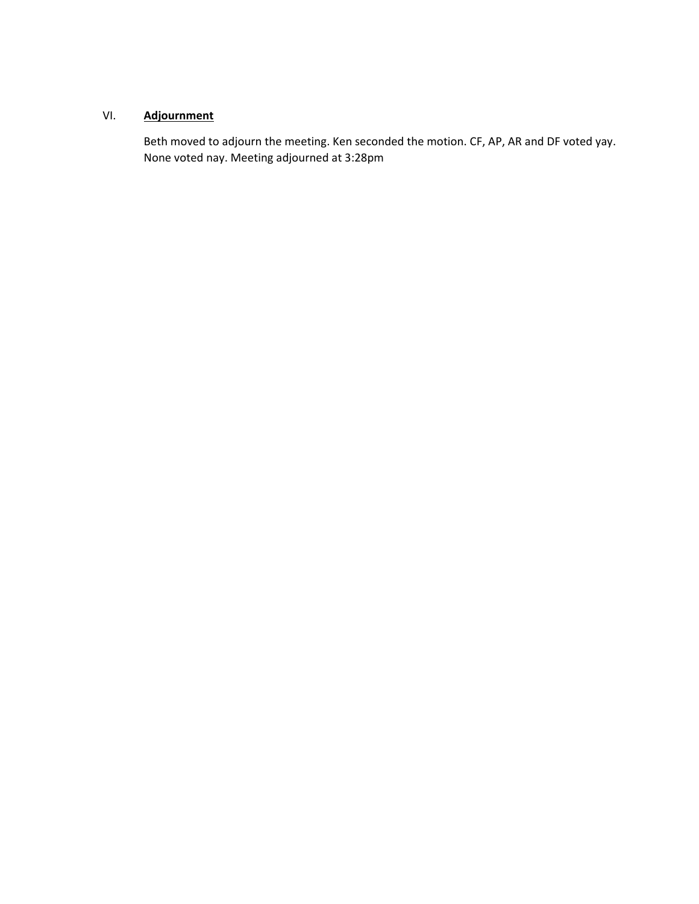## VI. **Adjournment**

Beth moved to adjourn the meeting. Ken seconded the motion. CF, AP, AR and DF voted yay. None voted nay. Meeting adjourned at 3:28pm